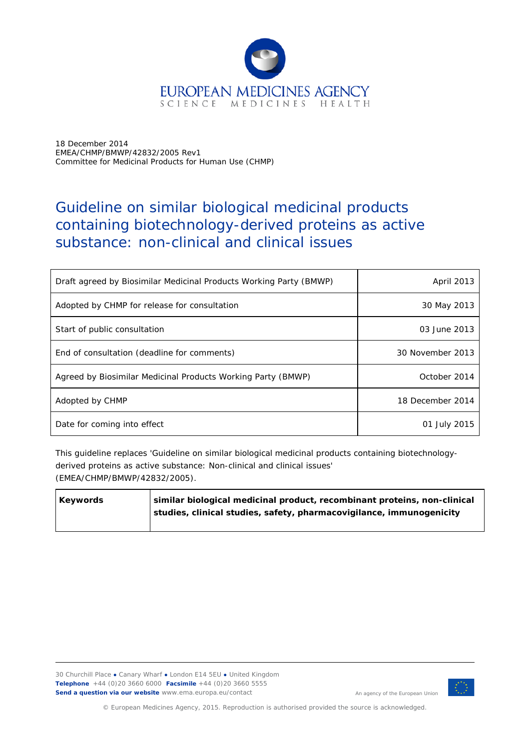EUROPEAN MEDICINES AGENCY
SCIENCE MEDICINES HEALTH

18 December 2014
EMEA/CHMP/BMWP/42832/2005 Rev1
Committee for Medicinal Products for Human Use (CHMP)

# Guideline on similar biological medicinal products containing biotechnology-derived proteins as active substance: non-clinical and clinical issues

| | |
|---|---|
| Draft agreed by Biosimilar Medicinal Products Working Party (BMWP) | April 2013 |
| Adopted by CHMP for release for consultation | 30 May 2013 |
| Start of public consultation | 03 June 2013 |
| End of consultation (deadline for comments) | 30 November 2013 |
| Agreed by Biosimilar Medicinal Products Working Party (BMWP) | October 2014 |
| Adopted by CHMP | 18 December 2014 |
| Date for coming into effect | 01 July 2015 |

This guideline replaces 'Guideline on similar biological medicinal products containing biotechnology-derived proteins as active substance: Non-clinical and clinical issues' (EMEA/CHMP/BMWP/42832/2005).

| | |
|---|---|
| **Keywords** | **similar biological medicinal product, recombinant proteins, non-clinical studies, clinical studies, safety, pharmacovigilance, immunogenicity** |

30 Churchill Place ● Canary Wharf ● London E14 5EU ● United Kingdom
**Telephone** +44 (0)20 3660 6000 **Facsimile** +44 (0)20 3660 5555
**Send a question via our website** www.ema.europa.eu/contact

An agency of the European Union

© European Medicines Agency, 2015. Reproduction is authorised provided the source is acknowledged.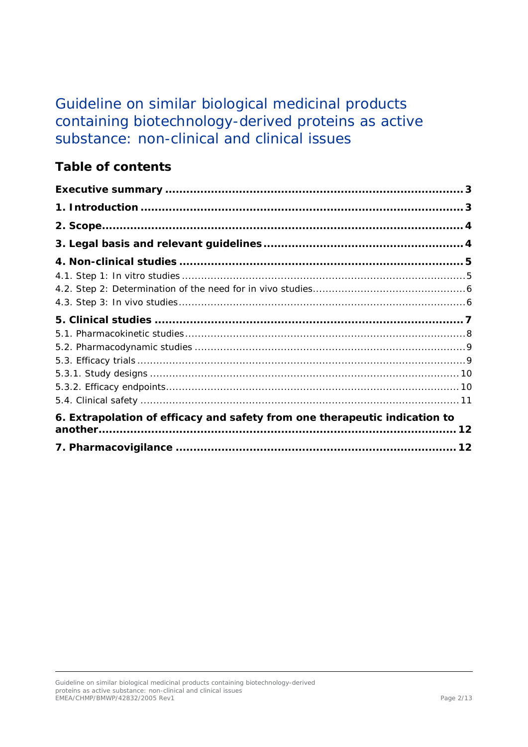# Guideline on similar biological medicinal products containing biotechnology-derived proteins as active substance: non-clinical and clinical issues

## Table of contents

**Executive summary** ... **3**

**1. Introduction** ... **3**

**2. Scope** ... **4**

**3. Legal basis and relevant guidelines** ... **4**

**4. Non-clinical studies** ... **5**

4.1. Step 1: In vitro studies ... 5

4.2. Step 2: Determination of the need for in vivo studies ... 6

4.3. Step 3: In vivo studies ... 6

**5. Clinical studies** ... **7**

5.1. Pharmacokinetic studies ... 8

5.2. Pharmacodynamic studies ... 9

5.3. Efficacy trials ... 9

5.3.1. Study designs ... 10

5.3.2. Efficacy endpoints ... 10

5.4. Clinical safety ... 11

**6. Extrapolation of efficacy and safety from one therapeutic indication to another** ... **12**

**7. Pharmacovigilance** ... **12**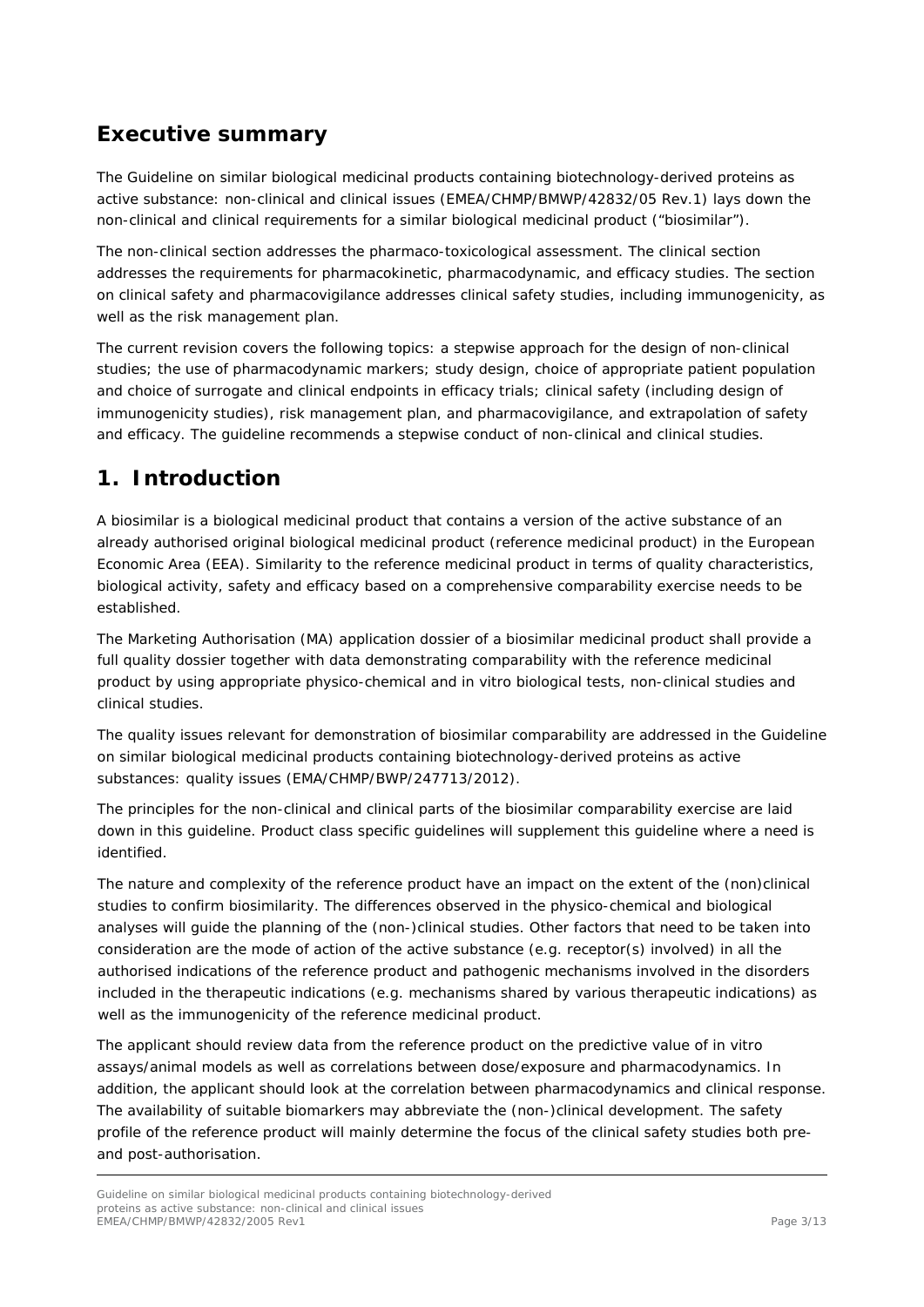## Executive summary

The Guideline on similar biological medicinal products containing biotechnology-derived proteins as active substance: non-clinical and clinical issues (EMEA/CHMP/BMWP/42832/05 Rev.1) lays down the non-clinical and clinical requirements for a similar biological medicinal product ("biosimilar").

The non-clinical section addresses the pharmaco-toxicological assessment. The clinical section addresses the requirements for pharmacokinetic, pharmacodynamic, and efficacy studies. The section on clinical safety and pharmacovigilance addresses clinical safety studies, including immunogenicity, as well as the risk management plan.

The current revision covers the following topics: a stepwise approach for the design of non-clinical studies; the use of pharmacodynamic markers; study design, choice of appropriate patient population and choice of surrogate and clinical endpoints in efficacy trials; clinical safety (including design of immunogenicity studies), risk management plan, and pharmacovigilance, and extrapolation of safety and efficacy. The guideline recommends a stepwise conduct of non-clinical and clinical studies.

# 1. Introduction

A biosimilar is a biological medicinal product that contains a version of the active substance of an already authorised original biological medicinal product (reference medicinal product) in the European Economic Area (EEA). Similarity to the reference medicinal product in terms of quality characteristics, biological activity, safety and efficacy based on a comprehensive comparability exercise needs to be established.

The Marketing Authorisation (MA) application dossier of a biosimilar medicinal product shall provide a full quality dossier together with data demonstrating comparability with the reference medicinal product by using appropriate physico-chemical and in vitro biological tests, non-clinical studies and clinical studies.

The quality issues relevant for demonstration of biosimilar comparability are addressed in the Guideline on similar biological medicinal products containing biotechnology-derived proteins as active substances: quality issues (EMA/CHMP/BWP/247713/2012).

The principles for the non-clinical and clinical parts of the biosimilar comparability exercise are laid down in this guideline. Product class specific guidelines will supplement this guideline where a need is identified.

The nature and complexity of the reference product have an impact on the extent of the (non)clinical studies to confirm biosimilarity. The differences observed in the physico-chemical and biological analyses will guide the planning of the (non-)clinical studies. Other factors that need to be taken into consideration are the mode of action of the active substance (e.g. receptor(s) involved) in all the authorised indications of the reference product and pathogenic mechanisms involved in the disorders included in the therapeutic indications (e.g. mechanisms shared by various therapeutic indications) as well as the immunogenicity of the reference medicinal product.

The applicant should review data from the reference product on the predictive value of in vitro assays/animal models as well as correlations between dose/exposure and pharmacodynamics. In addition, the applicant should look at the correlation between pharmacodynamics and clinical response. The availability of suitable biomarkers may abbreviate the (non-)clinical development. The safety profile of the reference product will mainly determine the focus of the clinical safety studies both pre- and post-authorisation.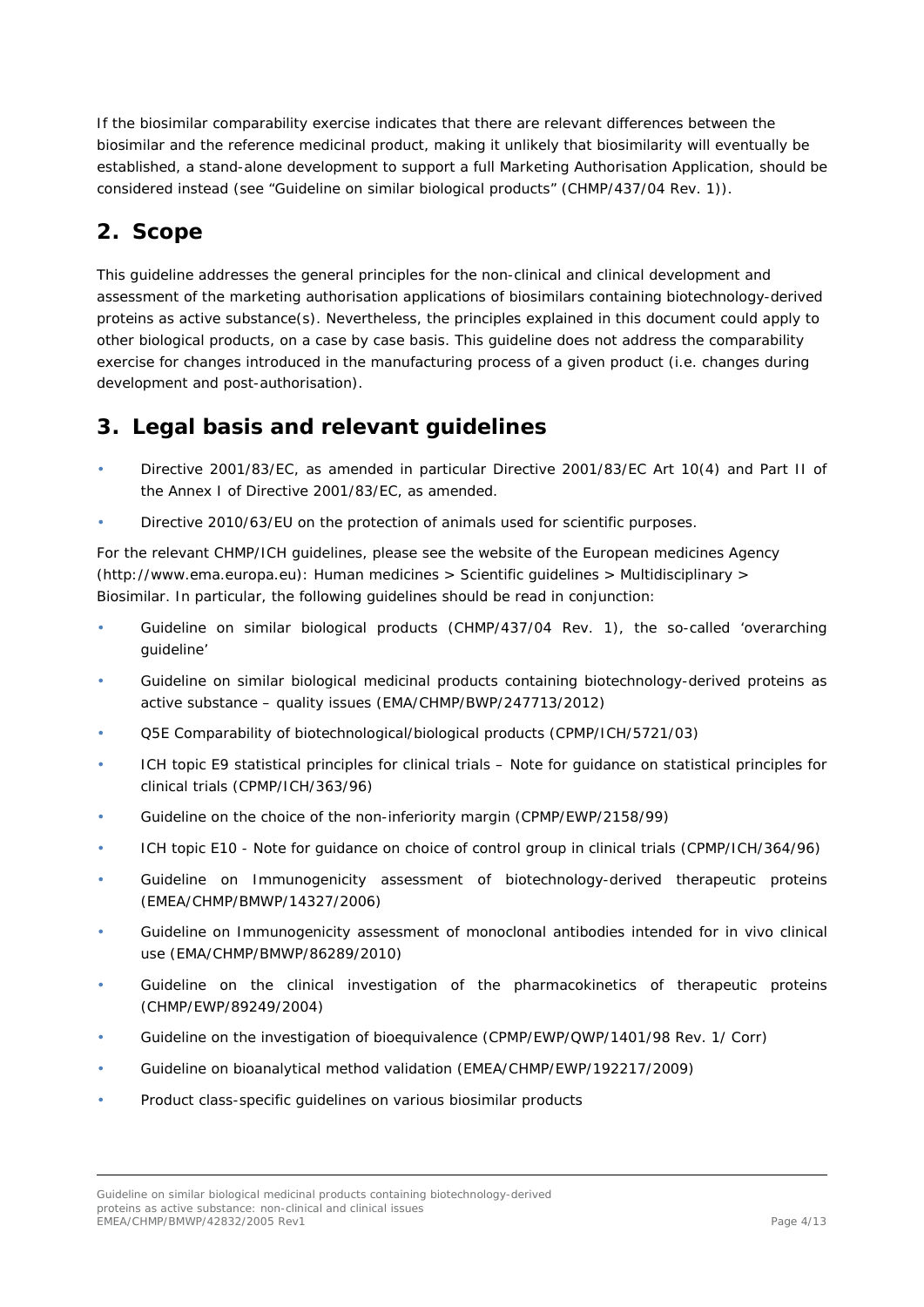If the biosimilar comparability exercise indicates that there are relevant differences between the biosimilar and the reference medicinal product, making it unlikely that biosimilarity will eventually be established, a stand-alone development to support a full Marketing Authorisation Application, should be considered instead (see "Guideline on similar biological products" (CHMP/437/04 Rev. 1)).

## 2. Scope

This guideline addresses the general principles for the non-clinical and clinical development and assessment of the marketing authorisation applications of biosimilars containing biotechnology-derived proteins as active substance(s). Nevertheless, the principles explained in this document could apply to other biological products, on a case by case basis. This guideline does not address the comparability exercise for changes introduced in the manufacturing process of a given product (i.e. changes during development and post-authorisation).

## 3. Legal basis and relevant guidelines

- Directive 2001/83/EC, as amended in particular Directive 2001/83/EC Art 10(4) and Part II of the Annex I of Directive 2001/83/EC, as amended.
- Directive 2010/63/EU on the protection of animals used for scientific purposes.

For the relevant CHMP/ICH guidelines, please see the website of the European medicines Agency (http://www.ema.europa.eu): Human medicines > Scientific guidelines > Multidisciplinary > Biosimilar. In particular, the following guidelines should be read in conjunction:

- Guideline on similar biological products (CHMP/437/04 Rev. 1), the so-called 'overarching guideline'
- Guideline on similar biological medicinal products containing biotechnology-derived proteins as active substance – quality issues (EMA/CHMP/BWP/247713/2012)
- Q5E Comparability of biotechnological/biological products (CPMP/ICH/5721/03)
- ICH topic E9 statistical principles for clinical trials – Note for guidance on statistical principles for clinical trials (CPMP/ICH/363/96)
- Guideline on the choice of the non-inferiority margin (CPMP/EWP/2158/99)
- ICH topic E10 - Note for guidance on choice of control group in clinical trials (CPMP/ICH/364/96)
- Guideline on Immunogenicity assessment of biotechnology-derived therapeutic proteins (EMEA/CHMP/BMWP/14327/2006)
- Guideline on Immunogenicity assessment of monoclonal antibodies intended for in vivo clinical use (EMA/CHMP/BMWP/86289/2010)
- Guideline on the clinical investigation of the pharmacokinetics of therapeutic proteins (CHMP/EWP/89249/2004)
- Guideline on the investigation of bioequivalence (CPMP/EWP/QWP/1401/98 Rev. 1/ Corr)
- Guideline on bioanalytical method validation (EMEA/CHMP/EWP/192217/2009)
- Product class-specific guidelines on various biosimilar products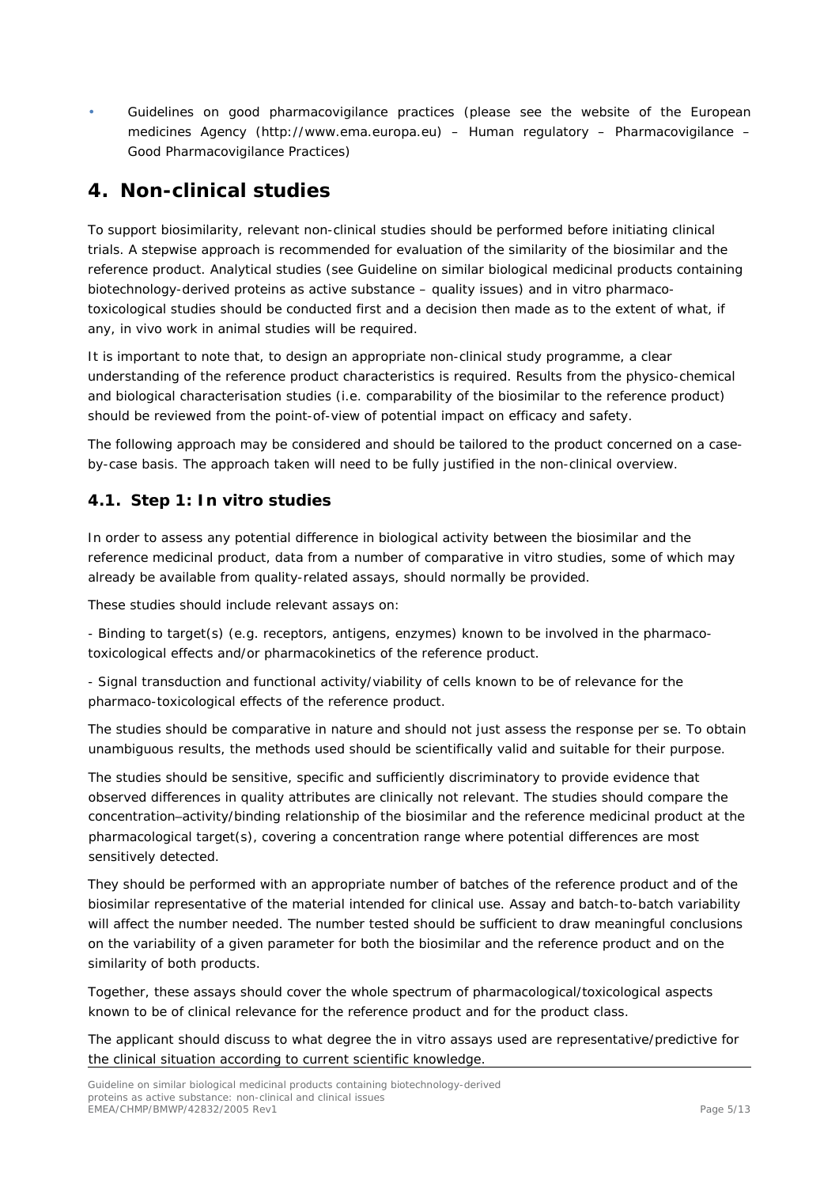- Guidelines on good pharmacovigilance practices (please see the website of the European medicines Agency (http://www.ema.europa.eu) – Human regulatory – Pharmacovigilance – Good Pharmacovigilance Practices)

# 4. Non-clinical studies

To support biosimilarity, relevant non-clinical studies should be performed before initiating clinical trials. A stepwise approach is recommended for evaluation of the similarity of the biosimilar and the reference product. Analytical studies (see Guideline on similar biological medicinal products containing biotechnology-derived proteins as active substance – quality issues) and in vitro pharmaco-toxicological studies should be conducted first and a decision then made as to the extent of what, if any, in vivo work in animal studies will be required.

It is important to note that, to design an appropriate non-clinical study programme, a clear understanding of the reference product characteristics is required. Results from the physico-chemical and biological characterisation studies (i.e. comparability of the biosimilar to the reference product) should be reviewed from the point-of-view of potential impact on efficacy and safety.

The following approach may be considered and should be tailored to the product concerned on a case-by-case basis. The approach taken will need to be fully justified in the non-clinical overview.

## 4.1. Step 1: In vitro studies

In order to assess any potential difference in biological activity between the biosimilar and the reference medicinal product, data from a number of comparative in vitro studies, some of which may already be available from quality-related assays, should normally be provided.

These studies should include relevant assays on:

- Binding to target(s) (e.g. receptors, antigens, enzymes) known to be involved in the pharmaco-toxicological effects and/or pharmacokinetics of the reference product.

- Signal transduction and functional activity/viability of cells known to be of relevance for the pharmaco-toxicological effects of the reference product.

The studies should be comparative in nature and should not just assess the response per se. To obtain unambiguous results, the methods used should be scientifically valid and suitable for their purpose.

The studies should be sensitive, specific and sufficiently discriminatory to provide evidence that observed differences in quality attributes are clinically not relevant. The studies should compare the concentration–activity/binding relationship of the biosimilar and the reference medicinal product at the pharmacological target(s), covering a concentration range where potential differences are most sensitively detected.

They should be performed with an appropriate number of batches of the reference product and of the biosimilar representative of the material intended for clinical use. Assay and batch-to-batch variability will affect the number needed. The number tested should be sufficient to draw meaningful conclusions on the variability of a given parameter for both the biosimilar and the reference product and on the similarity of both products.

Together, these assays should cover the whole spectrum of pharmacological/toxicological aspects known to be of clinical relevance for the reference product and for the product class.

The applicant should discuss to what degree the in vitro assays used are representative/predictive for the clinical situation according to current scientific knowledge.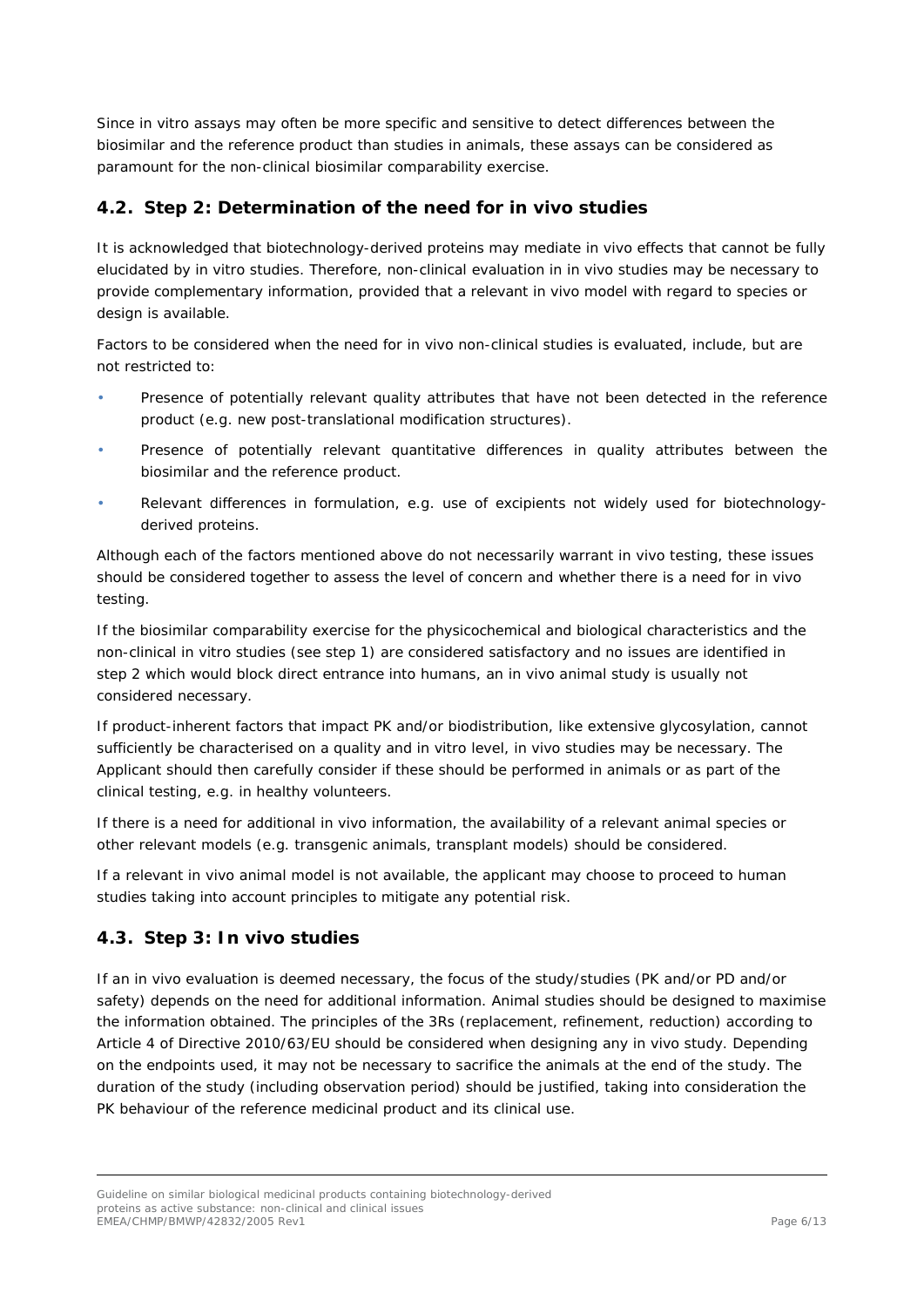Since in vitro assays may often be more specific and sensitive to detect differences between the biosimilar and the reference product than studies in animals, these assays can be considered as paramount for the non-clinical biosimilar comparability exercise.

## 4.2. Step 2: Determination of the need for in vivo studies

It is acknowledged that biotechnology-derived proteins may mediate in vivo effects that cannot be fully elucidated by in vitro studies. Therefore, non-clinical evaluation in in vivo studies may be necessary to provide complementary information, provided that a relevant in vivo model with regard to species or design is available.

Factors to be considered when the need for in vivo non-clinical studies is evaluated, include, but are not restricted to:

- Presence of potentially relevant quality attributes that have not been detected in the reference product (e.g. new post-translational modification structures).
- Presence of potentially relevant quantitative differences in quality attributes between the biosimilar and the reference product.
- Relevant differences in formulation, e.g. use of excipients not widely used for biotechnology-derived proteins.

Although each of the factors mentioned above do not necessarily warrant in vivo testing, these issues should be considered together to assess the level of concern and whether there is a need for in vivo testing.

If the biosimilar comparability exercise for the physicochemical and biological characteristics and the non-clinical in vitro studies (see step 1) are considered satisfactory and no issues are identified in step 2 which would block direct entrance into humans, an in vivo animal study is usually not considered necessary.

If product-inherent factors that impact PK and/or biodistribution, like extensive glycosylation, cannot sufficiently be characterised on a quality and in vitro level, in vivo studies may be necessary. The Applicant should then carefully consider if these should be performed in animals or as part of the clinical testing, e.g. in healthy volunteers.

If there is a need for additional in vivo information, the availability of a relevant animal species or other relevant models (e.g. transgenic animals, transplant models) should be considered.

If a relevant in vivo animal model is not available, the applicant may choose to proceed to human studies taking into account principles to mitigate any potential risk.

## 4.3. Step 3: In vivo studies

If an in vivo evaluation is deemed necessary, the focus of the study/studies (PK and/or PD and/or safety) depends on the need for additional information. Animal studies should be designed to maximise the information obtained. The principles of the 3Rs (replacement, refinement, reduction) according to Article 4 of Directive 2010/63/EU should be considered when designing any in vivo study. Depending on the endpoints used, it may not be necessary to sacrifice the animals at the end of the study. The duration of the study (including observation period) should be justified, taking into consideration the PK behaviour of the reference medicinal product and its clinical use.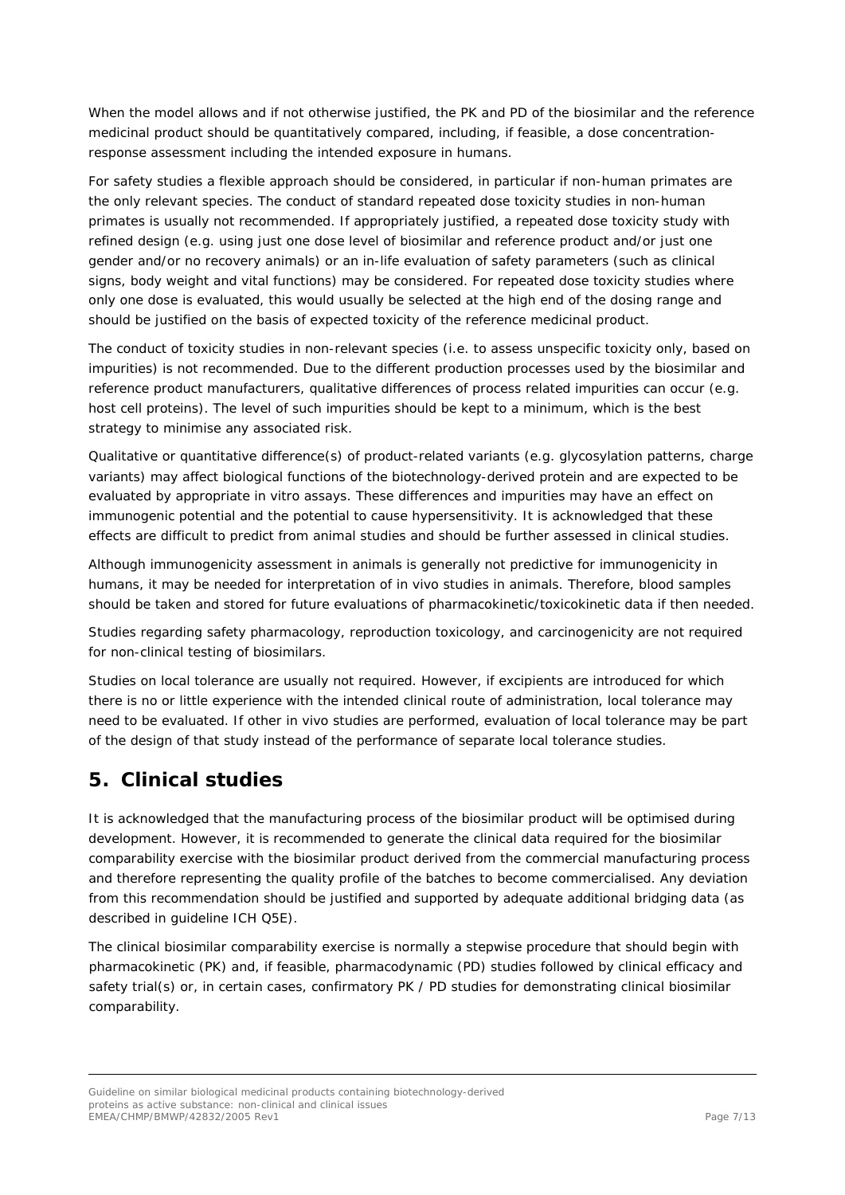When the model allows and if not otherwise justified, the PK and PD of the biosimilar and the reference medicinal product should be quantitatively compared, including, if feasible, a dose concentration-response assessment including the intended exposure in humans.

For safety studies a flexible approach should be considered, in particular if non-human primates are the only relevant species. The conduct of standard repeated dose toxicity studies in non-human primates is usually not recommended. If appropriately justified, a repeated dose toxicity study with refined design (e.g. using just one dose level of biosimilar and reference product and/or just one gender and/or no recovery animals) or an in-life evaluation of safety parameters (such as clinical signs, body weight and vital functions) may be considered. For repeated dose toxicity studies where only one dose is evaluated, this would usually be selected at the high end of the dosing range and should be justified on the basis of expected toxicity of the reference medicinal product.

The conduct of toxicity studies in non-relevant species (i.e. to assess unspecific toxicity only, based on impurities) is not recommended. Due to the different production processes used by the biosimilar and reference product manufacturers, qualitative differences of process related impurities can occur (e.g. host cell proteins). The level of such impurities should be kept to a minimum, which is the best strategy to minimise any associated risk.

Qualitative or quantitative difference(s) of product-related variants (e.g. glycosylation patterns, charge variants) may affect biological functions of the biotechnology-derived protein and are expected to be evaluated by appropriate in vitro assays. These differences and impurities may have an effect on immunogenic potential and the potential to cause hypersensitivity. It is acknowledged that these effects are difficult to predict from animal studies and should be further assessed in clinical studies.

Although immunogenicity assessment in animals is generally not predictive for immunogenicity in humans, it may be needed for interpretation of in vivo studies in animals. Therefore, blood samples should be taken and stored for future evaluations of pharmacokinetic/toxicokinetic data if then needed.

Studies regarding safety pharmacology, reproduction toxicology, and carcinogenicity are not required for non-clinical testing of biosimilars.

Studies on local tolerance are usually not required. However, if excipients are introduced for which there is no or little experience with the intended clinical route of administration, local tolerance may need to be evaluated. If other in vivo studies are performed, evaluation of local tolerance may be part of the design of that study instead of the performance of separate local tolerance studies.

## 5. Clinical studies

It is acknowledged that the manufacturing process of the biosimilar product will be optimised during development. However, it is recommended to generate the clinical data required for the biosimilar comparability exercise with the biosimilar product derived from the commercial manufacturing process and therefore representing the quality profile of the batches to become commercialised. Any deviation from this recommendation should be justified and supported by adequate additional bridging data (as described in guideline ICH Q5E).

The clinical biosimilar comparability exercise is normally a stepwise procedure that should begin with pharmacokinetic (PK) and, if feasible, pharmacodynamic (PD) studies followed by clinical efficacy and safety trial(s) or, in certain cases, confirmatory PK / PD studies for demonstrating clinical biosimilar comparability.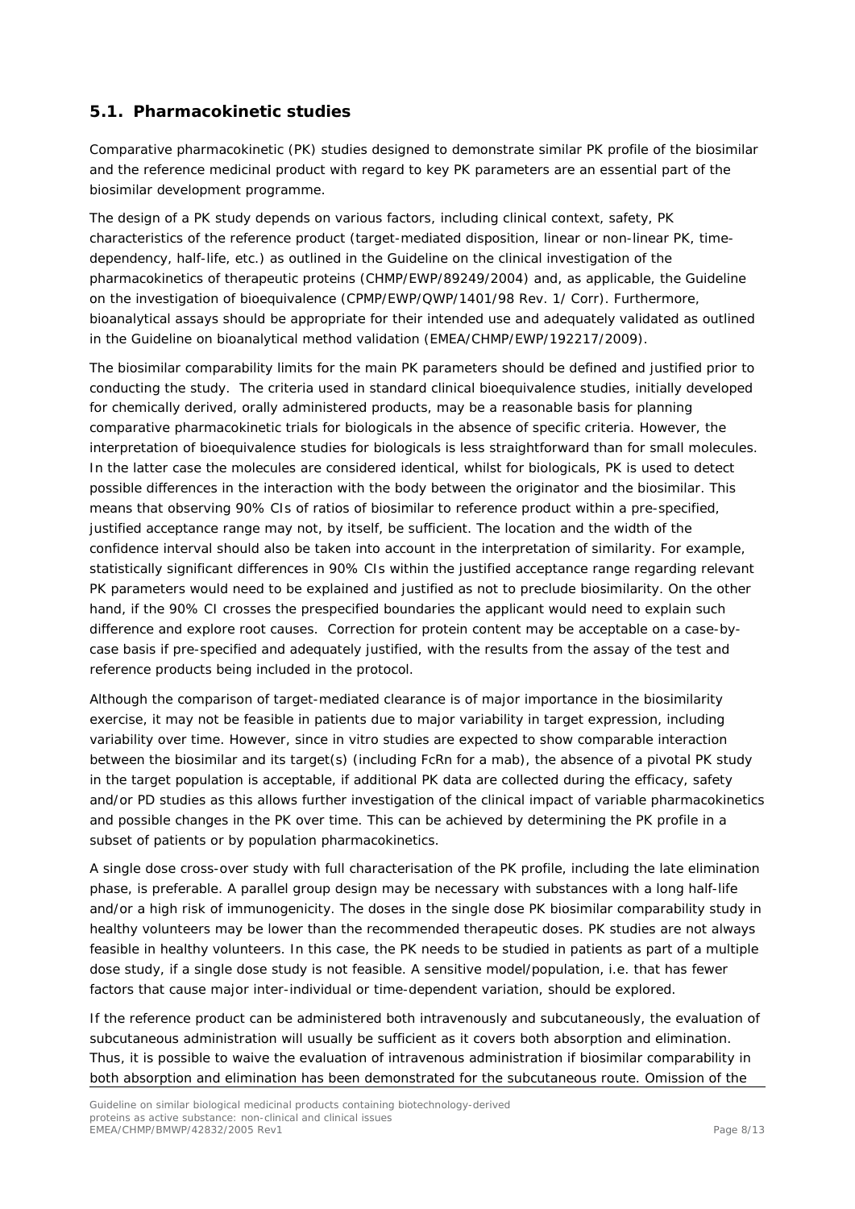## 5.1. Pharmacokinetic studies

Comparative pharmacokinetic (PK) studies designed to demonstrate similar PK profile of the biosimilar and the reference medicinal product with regard to key PK parameters are an essential part of the biosimilar development programme.

The design of a PK study depends on various factors, including clinical context, safety, PK characteristics of the reference product (target-mediated disposition, linear or non-linear PK, time-dependency, half-life, etc.) as outlined in the Guideline on the clinical investigation of the pharmacokinetics of therapeutic proteins (CHMP/EWP/89249/2004) and, as applicable, the Guideline on the investigation of bioequivalence (CPMP/EWP/QWP/1401/98 Rev. 1/ Corr). Furthermore, bioanalytical assays should be appropriate for their intended use and adequately validated as outlined in the Guideline on bioanalytical method validation (EMEA/CHMP/EWP/192217/2009).

The biosimilar comparability limits for the main PK parameters should be defined and justified prior to conducting the study. The criteria used in standard clinical bioequivalence studies, initially developed for chemically derived, orally administered products, may be a reasonable basis for planning comparative pharmacokinetic trials for biologicals in the absence of specific criteria. However, the interpretation of bioequivalence studies for biologicals is less straightforward than for small molecules. In the latter case the molecules are considered identical, whilst for biologicals, PK is used to detect possible differences in the interaction with the body between the originator and the biosimilar. This means that observing 90% CIs of ratios of biosimilar to reference product within a pre-specified, justified acceptance range may not, by itself, be sufficient. The location and the width of the confidence interval should also be taken into account in the interpretation of similarity. For example, statistically significant differences in 90% CIs within the justified acceptance range regarding relevant PK parameters would need to be explained and justified as not to preclude biosimilarity. On the other hand, if the 90% CI crosses the prespecified boundaries the applicant would need to explain such difference and explore root causes. Correction for protein content may be acceptable on a case-by-case basis if pre-specified and adequately justified, with the results from the assay of the test and reference products being included in the protocol.

Although the comparison of target-mediated clearance is of major importance in the biosimilarity exercise, it may not be feasible in patients due to major variability in target expression, including variability over time. However, since in vitro studies are expected to show comparable interaction between the biosimilar and its target(s) (including FcRn for a mab), the absence of a pivotal PK study in the target population is acceptable, if additional PK data are collected during the efficacy, safety and/or PD studies as this allows further investigation of the clinical impact of variable pharmacokinetics and possible changes in the PK over time. This can be achieved by determining the PK profile in a subset of patients or by population pharmacokinetics.

A single dose cross-over study with full characterisation of the PK profile, including the late elimination phase, is preferable. A parallel group design may be necessary with substances with a long half-life and/or a high risk of immunogenicity. The doses in the single dose PK biosimilar comparability study in healthy volunteers may be lower than the recommended therapeutic doses. PK studies are not always feasible in healthy volunteers. In this case, the PK needs to be studied in patients as part of a multiple dose study, if a single dose study is not feasible. A sensitive model/population, i.e. that has fewer factors that cause major inter-individual or time-dependent variation, should be explored.

If the reference product can be administered both intravenously and subcutaneously, the evaluation of subcutaneous administration will usually be sufficient as it covers both absorption and elimination. Thus, it is possible to waive the evaluation of intravenous administration if biosimilar comparability in both absorption and elimination has been demonstrated for the subcutaneous route. Omission of the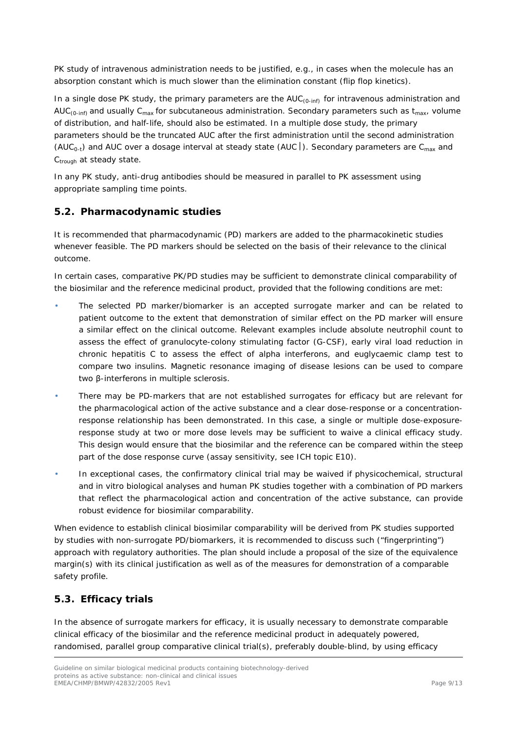PK study of intravenous administration needs to be justified, e.g., in cases when the molecule has an absorption constant which is much slower than the elimination constant (flip flop kinetics).

In a single dose PK study, the primary parameters are the $AUC_{(0\text{-}inf)}$ for intravenous administration and $AUC_{(0\text{-}inf)}$ and usually $C_{max}$ for subcutaneous administration. Secondary parameters such as $t_{max}$, volume of distribution, and half-life, should also be estimated. In a multiple dose study, the primary parameters should be the truncated AUC after the first administration until the second administration ($AUC_{0\text{-}t}$) and AUC over a dosage interval at steady state ($AUC_{\tau}$). Secondary parameters are $C_{max}$ and $C_{trough}$ at steady state.

In any PK study, anti-drug antibodies should be measured in parallel to PK assessment using appropriate sampling time points.

## 5.2. Pharmacodynamic studies

It is recommended that pharmacodynamic (PD) markers are added to the pharmacokinetic studies whenever feasible. The PD markers should be selected on the basis of their relevance to the clinical outcome.

In certain cases, comparative PK/PD studies may be sufficient to demonstrate clinical comparability of the biosimilar and the reference medicinal product, provided that the following conditions are met:

- The selected PD marker/biomarker is an accepted surrogate marker and can be related to patient outcome to the extent that demonstration of similar effect on the PD marker will ensure a similar effect on the clinical outcome. Relevant examples include absolute neutrophil count to assess the effect of granulocyte-colony stimulating factor (G-CSF), early viral load reduction in chronic hepatitis C to assess the effect of alpha interferons, and euglycaemic clamp test to compare two insulins. Magnetic resonance imaging of disease lesions can be used to compare two β-interferons in multiple sclerosis.
- There may be PD-markers that are not established surrogates for efficacy but are relevant for the pharmacological action of the active substance and a clear dose-response or a concentration-response relationship has been demonstrated. In this case, a single or multiple dose-exposure-response study at two or more dose levels may be sufficient to waive a clinical efficacy study. This design would ensure that the biosimilar and the reference can be compared within the steep part of the dose response curve (assay sensitivity, see ICH topic E10).
- In exceptional cases, the confirmatory clinical trial may be waived if physicochemical, structural and in vitro biological analyses and human PK studies together with a combination of PD markers that reflect the pharmacological action and concentration of the active substance, can provide robust evidence for biosimilar comparability.

When evidence to establish clinical biosimilar comparability will be derived from PK studies supported by studies with non-surrogate PD/biomarkers, it is recommended to discuss such ("fingerprinting") approach with regulatory authorities. The plan should include a proposal of the size of the equivalence margin(s) with its clinical justification as well as of the measures for demonstration of a comparable safety profile.

## 5.3. Efficacy trials

In the absence of surrogate markers for efficacy, it is usually necessary to demonstrate comparable clinical efficacy of the biosimilar and the reference medicinal product in adequately powered, randomised, parallel group comparative clinical trial(s), preferably double-blind, by using efficacy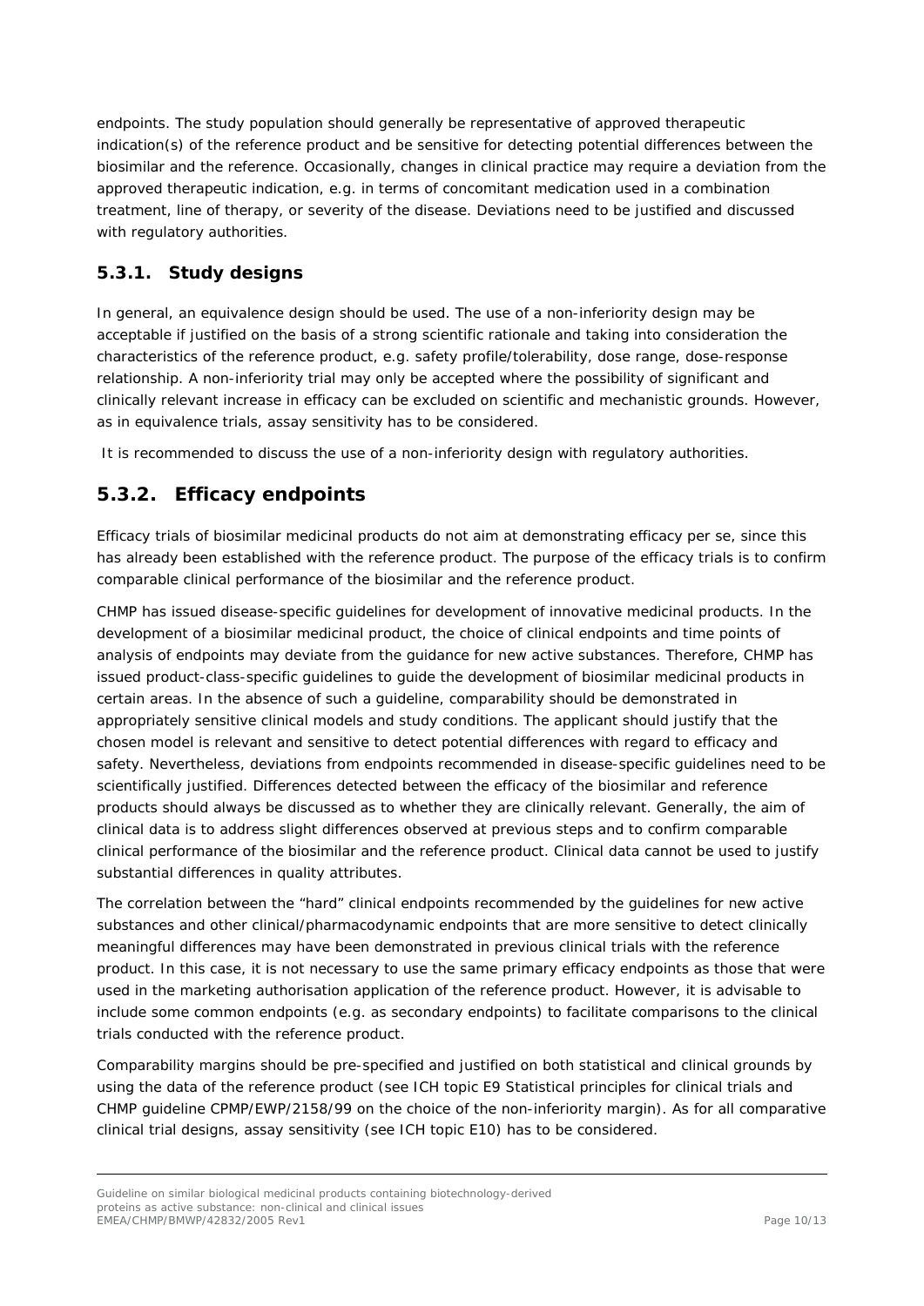endpoints. The study population should generally be representative of approved therapeutic indication(s) of the reference product and be sensitive for detecting potential differences between the biosimilar and the reference. Occasionally, changes in clinical practice may require a deviation from the approved therapeutic indication, e.g. in terms of concomitant medication used in a combination treatment, line of therapy, or severity of the disease. Deviations need to be justified and discussed with regulatory authorities.

### 5.3.1. Study designs

In general, an equivalence design should be used. The use of a non-inferiority design may be acceptable if justified on the basis of a strong scientific rationale and taking into consideration the characteristics of the reference product, e.g. safety profile/tolerability, dose range, dose-response relationship. A non-inferiority trial may only be accepted where the possibility of significant and clinically relevant increase in efficacy can be excluded on scientific and mechanistic grounds. However, as in equivalence trials, assay sensitivity has to be considered.

It is recommended to discuss the use of a non-inferiority design with regulatory authorities.

### 5.3.2. Efficacy endpoints

Efficacy trials of biosimilar medicinal products do not aim at demonstrating efficacy per se, since this has already been established with the reference product. The purpose of the efficacy trials is to confirm comparable clinical performance of the biosimilar and the reference product.

CHMP has issued disease-specific guidelines for development of innovative medicinal products. In the development of a biosimilar medicinal product, the choice of clinical endpoints and time points of analysis of endpoints may deviate from the guidance for new active substances. Therefore, CHMP has issued product-class-specific guidelines to guide the development of biosimilar medicinal products in certain areas. In the absence of such a guideline, comparability should be demonstrated in appropriately sensitive clinical models and study conditions. The applicant should justify that the chosen model is relevant and sensitive to detect potential differences with regard to efficacy and safety. Nevertheless, deviations from endpoints recommended in disease-specific guidelines need to be scientifically justified. Differences detected between the efficacy of the biosimilar and reference products should always be discussed as to whether they are clinically relevant. Generally, the aim of clinical data is to address slight differences observed at previous steps and to confirm comparable clinical performance of the biosimilar and the reference product. Clinical data cannot be used to justify substantial differences in quality attributes.

The correlation between the "hard" clinical endpoints recommended by the guidelines for new active substances and other clinical/pharmacodynamic endpoints that are more sensitive to detect clinically meaningful differences may have been demonstrated in previous clinical trials with the reference product. In this case, it is not necessary to use the same primary efficacy endpoints as those that were used in the marketing authorisation application of the reference product. However, it is advisable to include some common endpoints (e.g. as secondary endpoints) to facilitate comparisons to the clinical trials conducted with the reference product.

Comparability margins should be pre-specified and justified on both statistical and clinical grounds by using the data of the reference product (see ICH topic E9 Statistical principles for clinical trials and CHMP guideline CPMP/EWP/2158/99 on the choice of the non-inferiority margin). As for all comparative clinical trial designs, assay sensitivity (see ICH topic E10) has to be considered.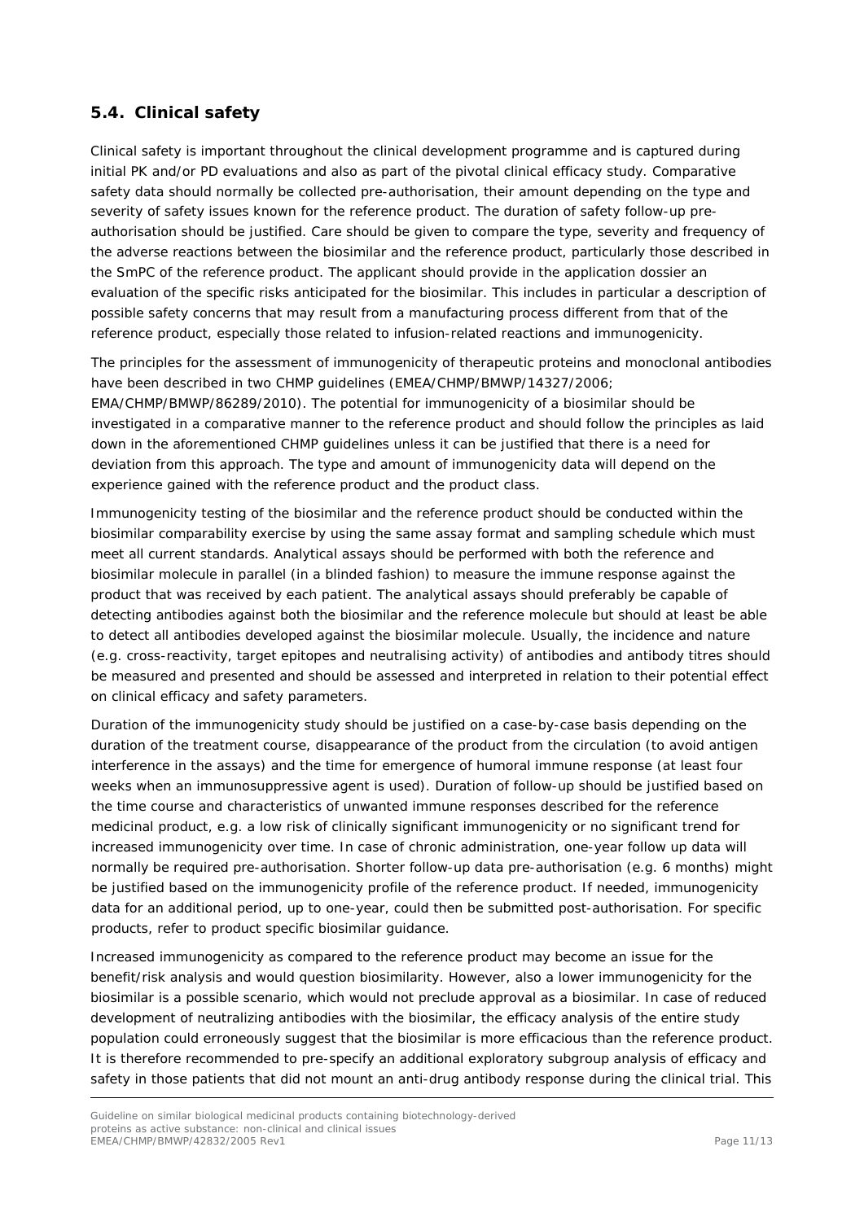## 5.4. Clinical safety

Clinical safety is important throughout the clinical development programme and is captured during initial PK and/or PD evaluations and also as part of the pivotal clinical efficacy study. Comparative safety data should normally be collected pre-authorisation, their amount depending on the type and severity of safety issues known for the reference product. The duration of safety follow-up pre-authorisation should be justified. Care should be given to compare the type, severity and frequency of the adverse reactions between the biosimilar and the reference product, particularly those described in the SmPC of the reference product. The applicant should provide in the application dossier an evaluation of the specific risks anticipated for the biosimilar. This includes in particular a description of possible safety concerns that may result from a manufacturing process different from that of the reference product, especially those related to infusion-related reactions and immunogenicity.

The principles for the assessment of immunogenicity of therapeutic proteins and monoclonal antibodies have been described in two CHMP guidelines (EMEA/CHMP/BMWP/14327/2006; EMA/CHMP/BMWP/86289/2010). The potential for immunogenicity of a biosimilar should be investigated in a comparative manner to the reference product and should follow the principles as laid down in the aforementioned CHMP guidelines unless it can be justified that there is a need for deviation from this approach. The type and amount of immunogenicity data will depend on the experience gained with the reference product and the product class.

Immunogenicity testing of the biosimilar and the reference product should be conducted within the biosimilar comparability exercise by using the same assay format and sampling schedule which must meet all current standards. Analytical assays should be performed with both the reference and biosimilar molecule in parallel (in a blinded fashion) to measure the immune response against the product that was received by each patient. The analytical assays should preferably be capable of detecting antibodies against both the biosimilar and the reference molecule but should at least be able to detect all antibodies developed against the biosimilar molecule. Usually, the incidence and nature (e.g. cross-reactivity, target epitopes and neutralising activity) of antibodies and antibody titres should be measured and presented and should be assessed and interpreted in relation to their potential effect on clinical efficacy and safety parameters.

Duration of the immunogenicity study should be justified on a case-by-case basis depending on the duration of the treatment course, disappearance of the product from the circulation (to avoid antigen interference in the assays) and the time for emergence of humoral immune response (at least four weeks when an immunosuppressive agent is used). Duration of follow-up should be justified based on the time course and characteristics of unwanted immune responses described for the reference medicinal product, e.g. a low risk of clinically significant immunogenicity or no significant trend for increased immunogenicity over time. In case of chronic administration, one-year follow up data will normally be required pre-authorisation. Shorter follow-up data pre-authorisation (e.g. 6 months) might be justified based on the immunogenicity profile of the reference product. If needed, immunogenicity data for an additional period, up to one-year, could then be submitted post-authorisation. For specific products, refer to product specific biosimilar guidance.

Increased immunogenicity as compared to the reference product may become an issue for the benefit/risk analysis and would question biosimilarity. However, also a lower immunogenicity for the biosimilar is a possible scenario, which would not preclude approval as a biosimilar. In case of reduced development of neutralizing antibodies with the biosimilar, the efficacy analysis of the entire study population could erroneously suggest that the biosimilar is more efficacious than the reference product. It is therefore recommended to pre-specify an additional exploratory subgroup analysis of efficacy and safety in those patients that did not mount an anti-drug antibody response during the clinical trial. This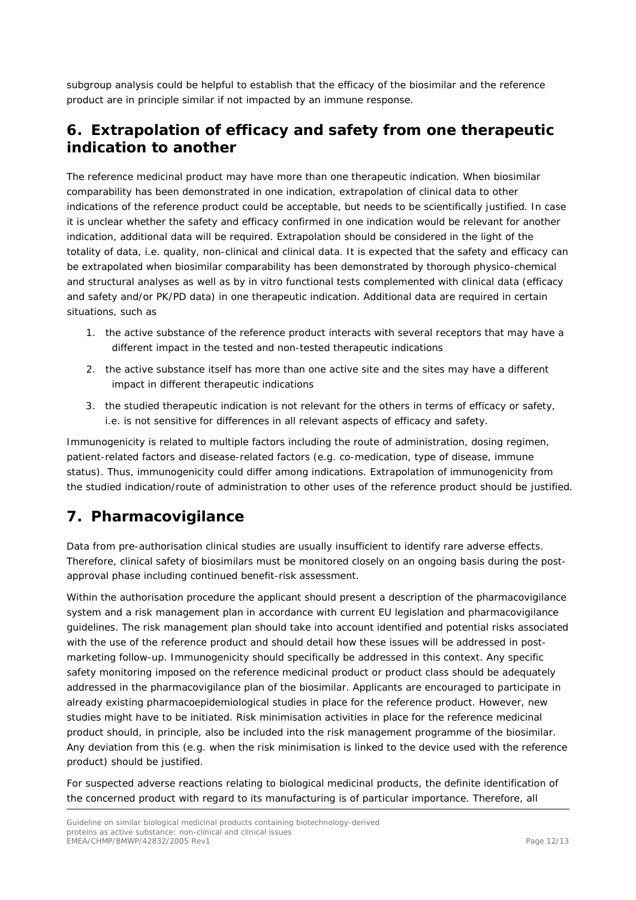subgroup analysis could be helpful to establish that the efficacy of the biosimilar and the reference product are in principle similar if not impacted by an immune response.

## 6. Extrapolation of efficacy and safety from one therapeutic indication to another

The reference medicinal product may have more than one therapeutic indication. When biosimilar comparability has been demonstrated in one indication, extrapolation of clinical data to other indications of the reference product could be acceptable, but needs to be scientifically justified. In case it is unclear whether the safety and efficacy confirmed in one indication would be relevant for another indication, additional data will be required. Extrapolation should be considered in the light of the totality of data, i.e. quality, non-clinical and clinical data. It is expected that the safety and efficacy can be extrapolated when biosimilar comparability has been demonstrated by thorough physico-chemical and structural analyses as well as by in vitro functional tests complemented with clinical data (efficacy and safety and/or PK/PD data) in one therapeutic indication. Additional data are required in certain situations, such as

1. the active substance of the reference product interacts with several receptors that may have a different impact in the tested and non-tested therapeutic indications
2. the active substance itself has more than one active site and the sites may have a different impact in different therapeutic indications
3. the studied therapeutic indication is not relevant for the others in terms of efficacy or safety, i.e. is not sensitive for differences in all relevant aspects of efficacy and safety.

Immunogenicity is related to multiple factors including the route of administration, dosing regimen, patient-related factors and disease-related factors (e.g. co-medication, type of disease, immune status). Thus, immunogenicity could differ among indications. Extrapolation of immunogenicity from the studied indication/route of administration to other uses of the reference product should be justified.

## 7. Pharmacovigilance

Data from pre-authorisation clinical studies are usually insufficient to identify rare adverse effects. Therefore, clinical safety of biosimilars must be monitored closely on an ongoing basis during the post-approval phase including continued benefit-risk assessment.

Within the authorisation procedure the applicant should present a description of the pharmacovigilance system and a risk management plan in accordance with current EU legislation and pharmacovigilance guidelines. The risk management plan should take into account identified and potential risks associated with the use of the reference product and should detail how these issues will be addressed in post-marketing follow-up. Immunogenicity should specifically be addressed in this context. Any specific safety monitoring imposed on the reference medicinal product or product class should be adequately addressed in the pharmacovigilance plan of the biosimilar. Applicants are encouraged to participate in already existing pharmacoepidemiological studies in place for the reference product. However, new studies might have to be initiated. Risk minimisation activities in place for the reference medicinal product should, in principle, also be included into the risk management programme of the biosimilar. Any deviation from this (e.g. when the risk minimisation is linked to the device used with the reference product) should be justified.

For suspected adverse reactions relating to biological medicinal products, the definite identification of the concerned product with regard to its manufacturing is of particular importance. Therefore, all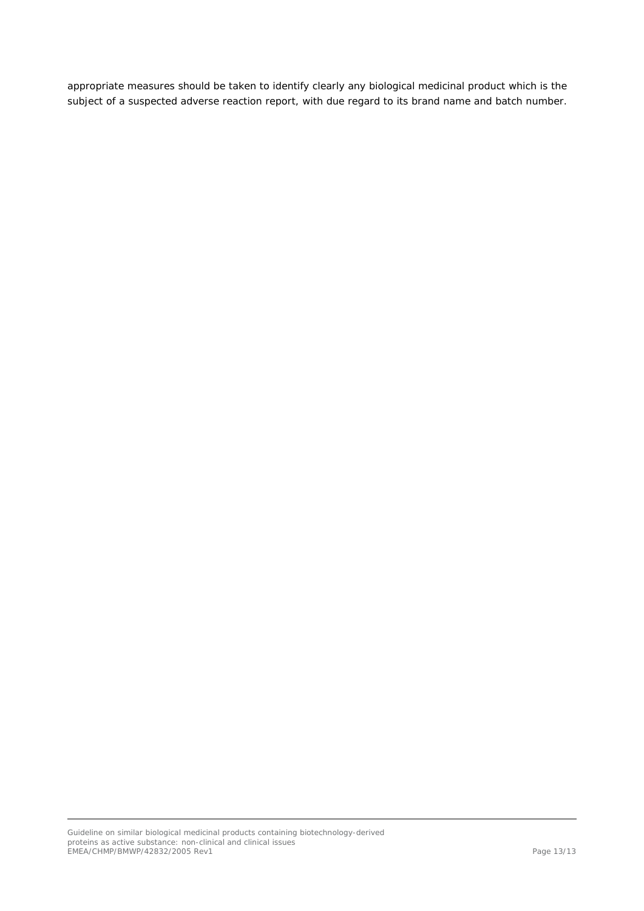appropriate measures should be taken to identify clearly any biological medicinal product which is the subject of a suspected adverse reaction report, with due regard to its brand name and batch number.